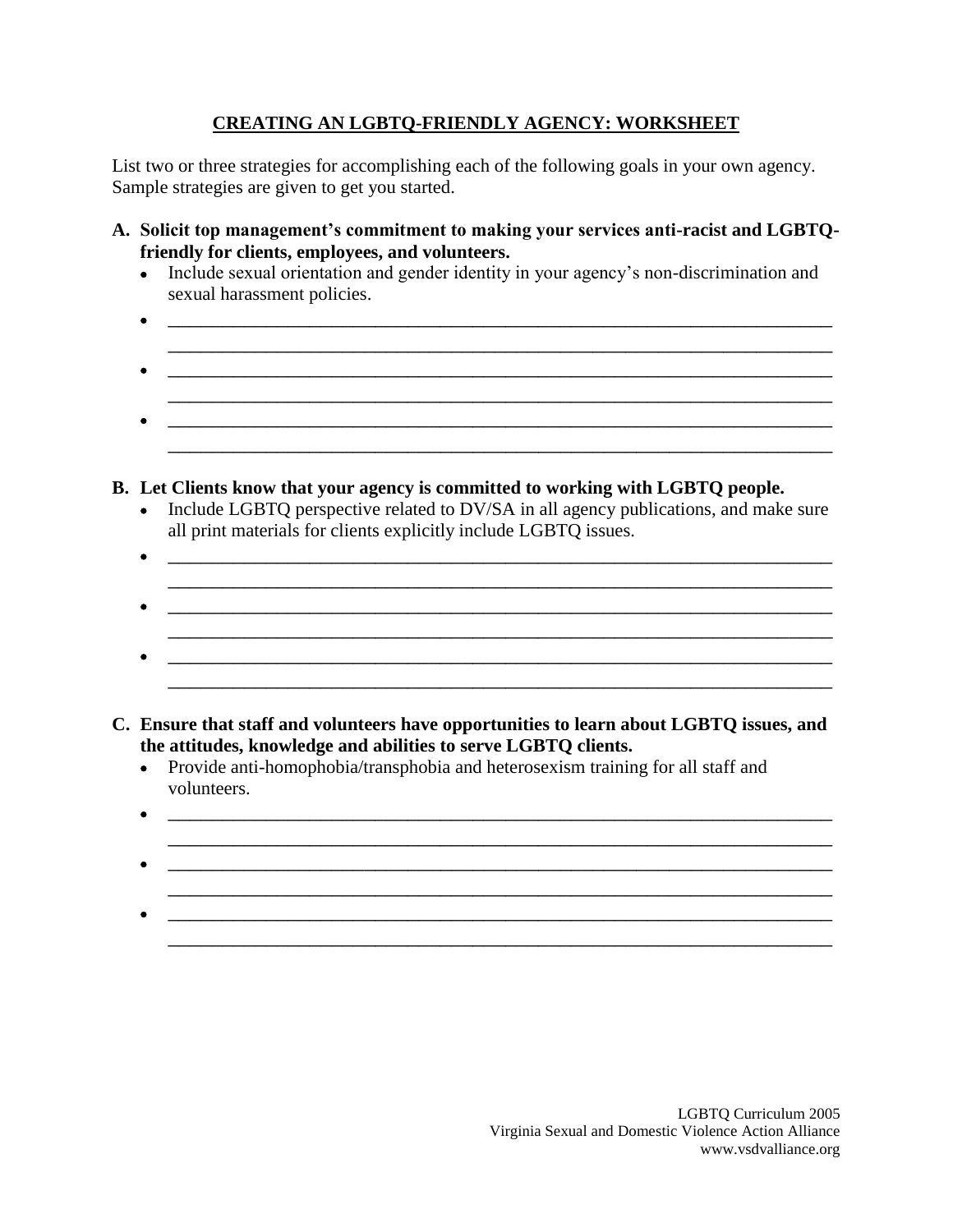## CREATING AN LGBTQ-FRIENDLY AGENCY: WORKSHEET

List two or three strategies for accomplishing each of the following goals in your own agency. Sample strategies are given to get you started.

**A. Solicit top management's commitment to making your services anti-racist and LGBTQ-friendly for clients, employees, and volunteers.**

- Include sexual orientation and gender identity in your agency's non-discrimination and sexual harassment policies.
- ______________________________________________________________________
  ______________________________________________________________________
- ______________________________________________________________________
  ______________________________________________________________________
- ______________________________________________________________________
  ______________________________________________________________________

**B. Let Clients know that your agency is committed to working with LGBTQ people.**

- Include LGBTQ perspective related to DV/SA in all agency publications, and make sure all print materials for clients explicitly include LGBTQ issues.
- ______________________________________________________________________
  ______________________________________________________________________
- ______________________________________________________________________
  ______________________________________________________________________
- ______________________________________________________________________
  ______________________________________________________________________

**C. Ensure that staff and volunteers have opportunities to learn about LGBTQ issues, and the attitudes, knowledge and abilities to serve LGBTQ clients.**

- Provide anti-homophobia/transphobia and heterosexism training for all staff and volunteers.
- ______________________________________________________________________
  ______________________________________________________________________
- ______________________________________________________________________
  ______________________________________________________________________
- ______________________________________________________________________
  ______________________________________________________________________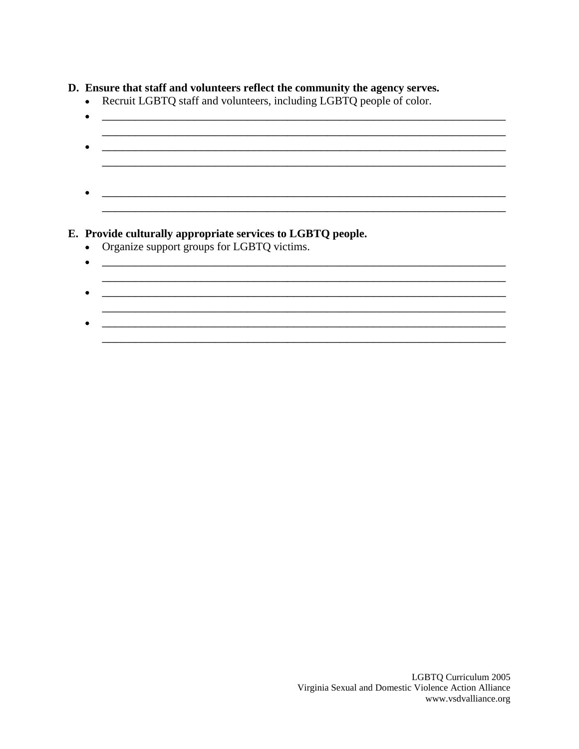**D. Ensure that staff and volunteers reflect the community the agency serves.**

- Recruit LGBTQ staff and volunteers, including LGBTQ people of color.
- ___________________________________________________________________________
  ___________________________________________________________________________
- ___________________________________________________________________________
  ___________________________________________________________________________
- ___________________________________________________________________________
  ___________________________________________________________________________

**E. Provide culturally appropriate services to LGBTQ people.**

- Organize support groups for LGBTQ victims.
- ___________________________________________________________________________
  ___________________________________________________________________________
- ___________________________________________________________________________
  ___________________________________________________________________________
- ___________________________________________________________________________
  ___________________________________________________________________________

LGBTQ Curriculum 2005
Virginia Sexual and Domestic Violence Action Alliance
www.vsdvalliance.org